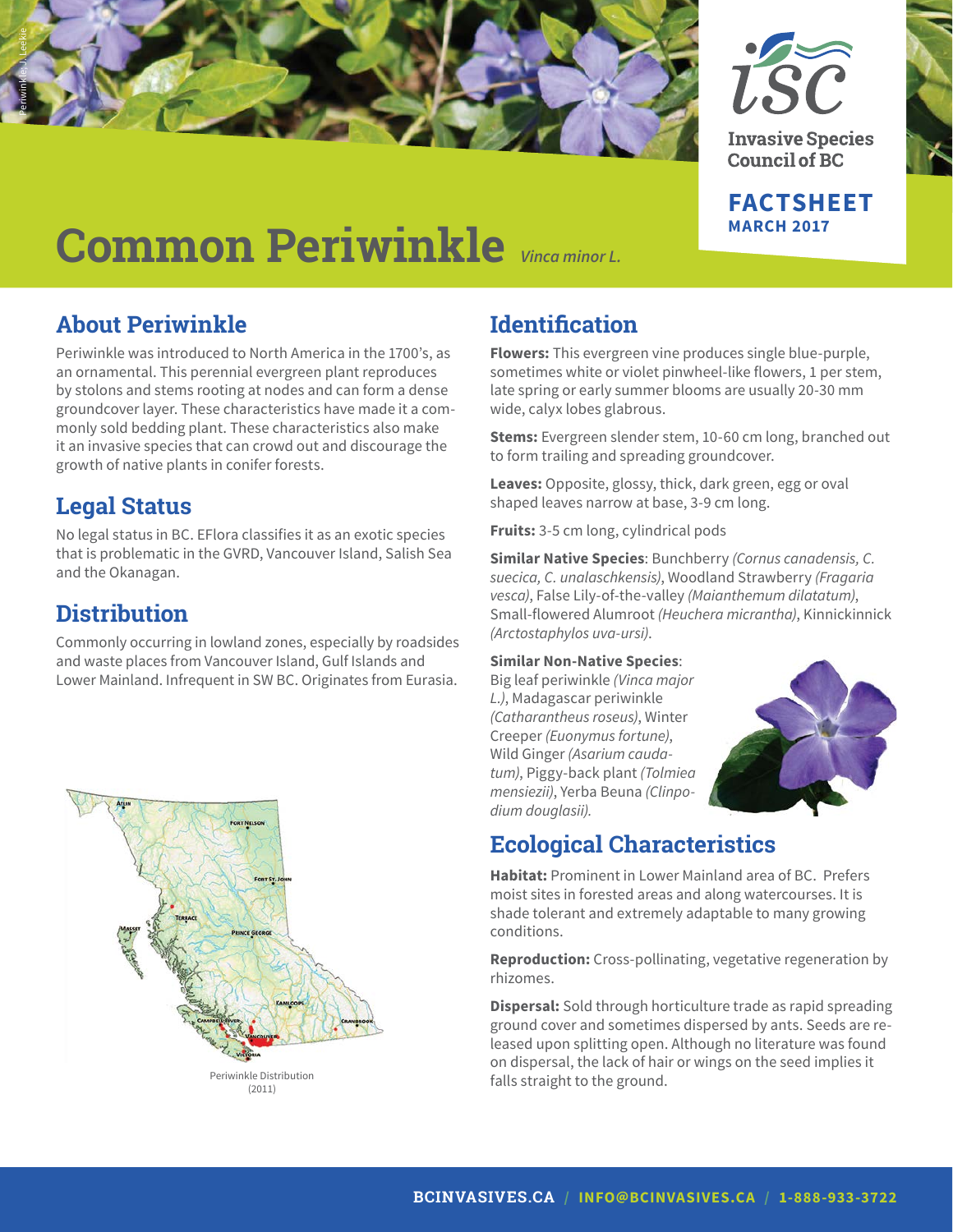Invasive Species Council of BC

FACTSHEET
MARCH 2017

# Common Periwinkle *Vinca minor L.*

## About Periwinkle

Periwinkle was introduced to North America in the 1700's, as an ornamental. This perennial evergreen plant reproduces by stolons and stems rooting at nodes and can form a dense groundcover layer. These characteristics have made it a commonly sold bedding plant. These characteristics also make it an invasive species that can crowd out and discourage the growth of native plants in conifer forests.

## Legal Status

No legal status in BC. EFlora classifies it as an exotic species that is problematic in the GVRD, Vancouver Island, Salish Sea and the Okanagan.

## Distribution

Commonly occurring in lowland zones, especially by roadsides and waste places from Vancouver Island, Gulf Islands and Lower Mainland. Infrequent in SW BC. Originates from Eurasia.

Periwinkle Distribution (2011)

## Identification

**Flowers:** This evergreen vine produces single blue-purple, sometimes white or violet pinwheel-like flowers, 1 per stem, late spring or early summer blooms are usually 20-30 mm wide, calyx lobes glabrous.

**Stems:** Evergreen slender stem, 10-60 cm long, branched out to form trailing and spreading groundcover.

**Leaves:** Opposite, glossy, thick, dark green, egg or oval shaped leaves narrow at base, 3-9 cm long.

**Fruits:** 3-5 cm long, cylindrical pods

**Similar Native Species**: Bunchberry *(Cornus canadensis, C. suecica, C. unalaschkensis)*, Woodland Strawberry *(Fragaria vesca)*, False Lily-of-the-valley *(Maianthemum dilatatum)*, Small-flowered Alumroot *(Heuchera micrantha)*, Kinnickinnick *(Arctostaphylos uva-ursi)*.

**Similar Non-Native Species**: Big leaf periwinkle *(Vinca major L.)*, Madagascar periwinkle *(Catharantheus roseus)*, Winter Creeper *(Euonymus fortune)*, Wild Ginger *(Asarium caudatum)*, Piggy-back plant *(Tolmiea mensiezii)*, Yerba Beuna *(Clinpodium douglasii).*

## Ecological Characteristics

**Habitat:** Prominent in Lower Mainland area of BC. Prefers moist sites in forested areas and along watercourses. It is shade tolerant and extremely adaptable to many growing conditions.

**Reproduction:** Cross-pollinating, vegetative regeneration by rhizomes.

**Dispersal:** Sold through horticulture trade as rapid spreading ground cover and sometimes dispersed by ants. Seeds are released upon splitting open. Although no literature was found on dispersal, the lack of hair or wings on the seed implies it falls straight to the ground.

BCINVASIVES.CA / INFO@BCINVASIVES.CA / 1-888-933-3722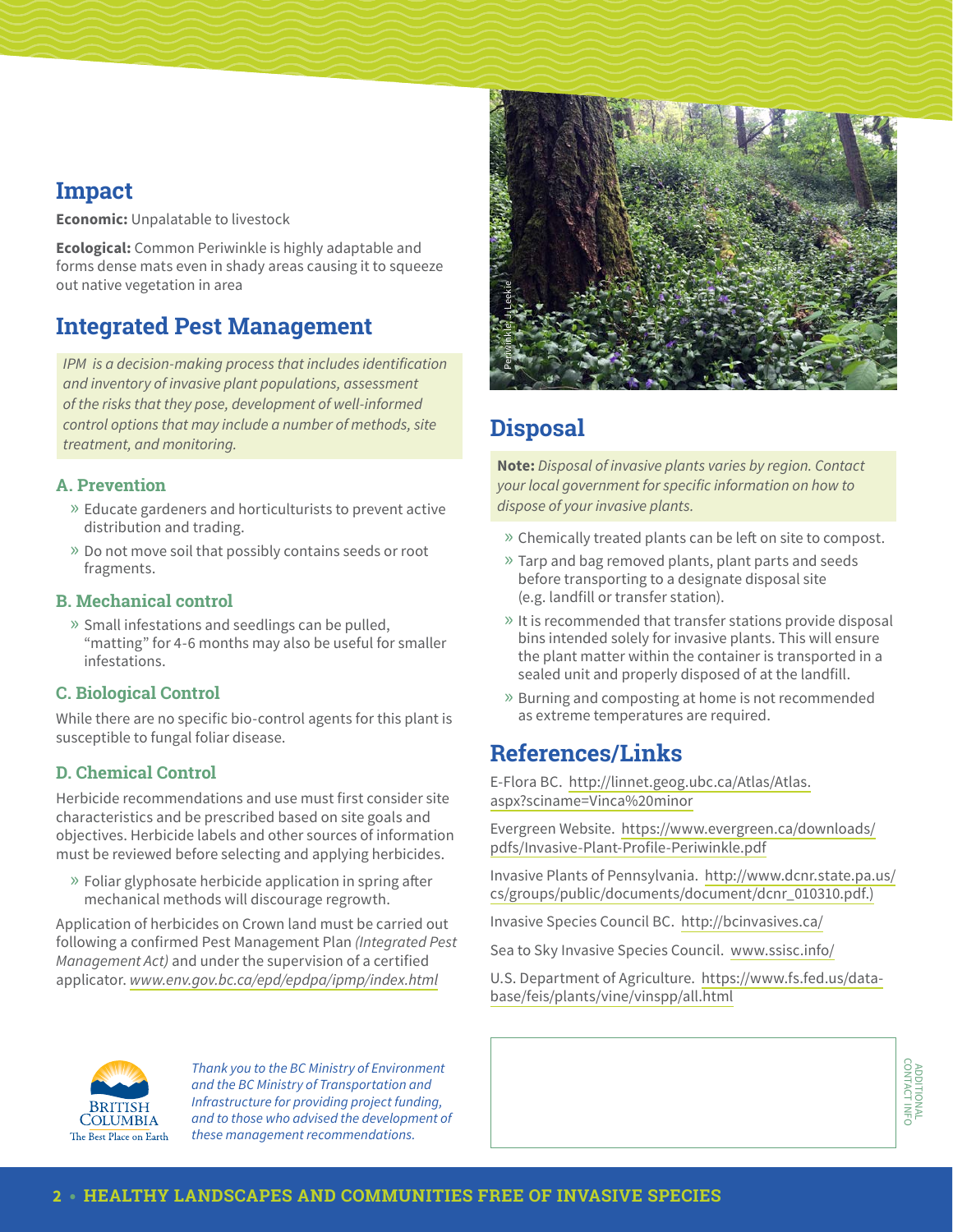## Impact

**Economic:** Unpalatable to livestock

**Ecological:** Common Periwinkle is highly adaptable and forms dense mats even in shady areas causing it to squeeze out native vegetation in area

## Integrated Pest Management

*IPM is a decision-making process that includes identification and inventory of invasive plant populations, assessment of the risks that they pose, development of well-informed control options that may include a number of methods, site treatment, and monitoring.*

### A. Prevention

- Educate gardeners and horticulturists to prevent active distribution and trading.
- Do not move soil that possibly contains seeds or root fragments.

### B. Mechanical control

- Small infestations and seedlings can be pulled, "matting" for 4-6 months may also be useful for smaller infestations.

### C. Biological Control

While there are no specific bio-control agents for this plant is susceptible to fungal foliar disease.

### D. Chemical Control

Herbicide recommendations and use must first consider site characteristics and be prescribed based on site goals and objectives. Herbicide labels and other sources of information must be reviewed before selecting and applying herbicides.

- Foliar glyphosate herbicide application in spring after mechanical methods will discourage regrowth.

Application of herbicides on Crown land must be carried out following a confirmed Pest Management Plan *(Integrated Pest Management Act)* and under the supervision of a certified applicator. *www.env.gov.bc.ca/epd/epdpa/ipmp/index.html*

Periwinkle: J. Leekie

## Disposal

**Note:** *Disposal of invasive plants varies by region. Contact your local government for specific information on how to dispose of your invasive plants.*

- Chemically treated plants can be left on site to compost.
- Tarp and bag removed plants, plant parts and seeds before transporting to a designate disposal site (e.g. landfill or transfer station).
- It is recommended that transfer stations provide disposal bins intended solely for invasive plants. This will ensure the plant matter within the container is transported in a sealed unit and properly disposed of at the landfill.
- Burning and composting at home is not recommended as extreme temperatures are required.

## References/Links

E-Flora BC. http://linnet.geog.ubc.ca/Atlas/Atlas.aspx?sciname=Vinca%20minor

Evergreen Website. https://www.evergreen.ca/downloads/pdfs/Invasive-Plant-Profile-Periwinkle.pdf

Invasive Plants of Pennsylvania. http://www.dcnr.state.pa.us/cs/groups/public/documents/document/dcnr_010310.pdf.)

Invasive Species Council BC. http://bcinvasives.ca/

Sea to Sky Invasive Species Council. www.ssisc.info/

U.S. Department of Agriculture. https://www.fs.fed.us/database/feis/plants/vine/vinspp/all.html

BRITISH COLUMBIA
The Best Place on Earth

*Thank you to the BC Ministry of Environment and the BC Ministry of Transportation and Infrastructure for providing project funding, and to those who advised the development of these management recommendations.*

ADDITIONAL CONTACT INFO